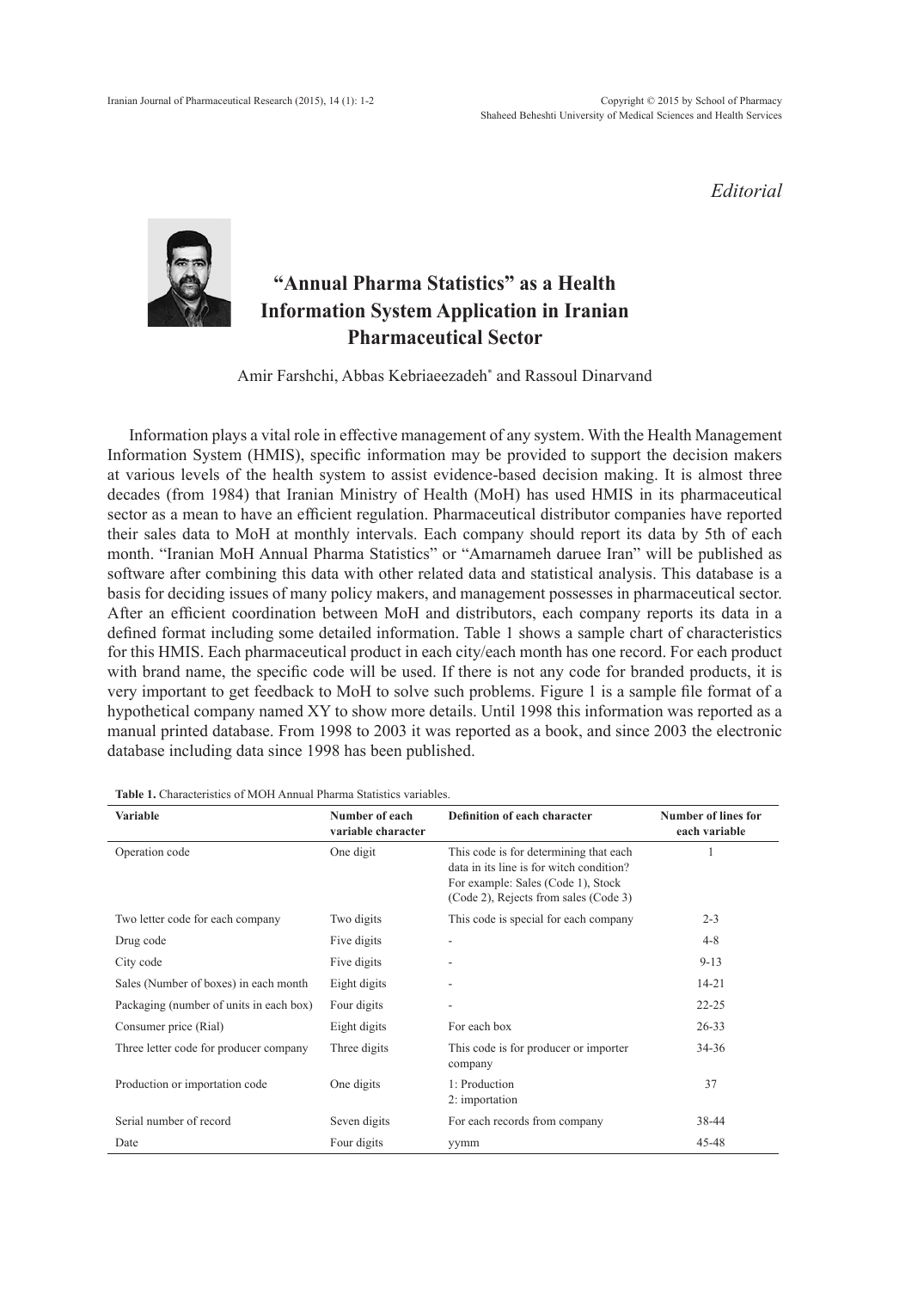*Editorial*

# "Annual Pharma Statistics" as a Health Information System Application in Iranian Pharmaceutical Sector

Amir Farshchi, Abbas Kebriaeezadeh* and Rassoul Dinarvand

Information plays a vital role in effective management of any system. With the Health Management Information System (HMIS), specific information may be provided to support the decision makers at various levels of the health system to assist evidence-based decision making. It is almost three decades (from 1984) that Iranian Ministry of Health (MoH) has used HMIS in its pharmaceutical sector as a mean to have an efficient regulation. Pharmaceutical distributor companies have reported their sales data to MoH at monthly intervals. Each company should report its data by 5th of each month. "Iranian MoH Annual Pharma Statistics" or "Amarnameh daruee Iran" will be published as software after combining this data with other related data and statistical analysis. This database is a basis for deciding issues of many policy makers, and management possesses in pharmaceutical sector. After an efficient coordination between MoH and distributors, each company reports its data in a defined format including some detailed information. Table 1 shows a sample chart of characteristics for this HMIS. Each pharmaceutical product in each city/each month has one record. For each product with brand name, the specific code will be used. If there is not any code for branded products, it is very important to get feedback to MoH to solve such problems. Figure 1 is a sample file format of a hypothetical company named XY to show more details. Until 1998 this information was reported as a manual printed database. From 1998 to 2003 it was reported as a book, and since 2003 the electronic database including data since 1998 has been published.

**Table 1.** Characteristics of MOH Annual Pharma Statistics variables.

| Variable | Number of each variable character | Definition of each character | Number of lines for each variable |
|---|---|---|---|
| Operation code | One digit | This code is for determining that each data in its line is for witch condition? For example: Sales (Code 1), Stock (Code 2), Rejects from sales (Code 3) | 1 |
| Two letter code for each company | Two digits | This code is special for each company | 2-3 |
| Drug code | Five digits | - | 4-8 |
| City code | Five digits | - | 9-13 |
| Sales (Number of boxes) in each month | Eight digits | - | 14-21 |
| Packaging (number of units in each box) | Four digits | - | 22-25 |
| Consumer price (Rial) | Eight digits | For each box | 26-33 |
| Three letter code for producer company | Three digits | This code is for producer or importer company | 34-36 |
| Production or importation code | One digits | 1: Production<br>2: importation | 37 |
| Serial number of record | Seven digits | For each records from company | 38-44 |
| Date | Four digits | yymm | 45-48 |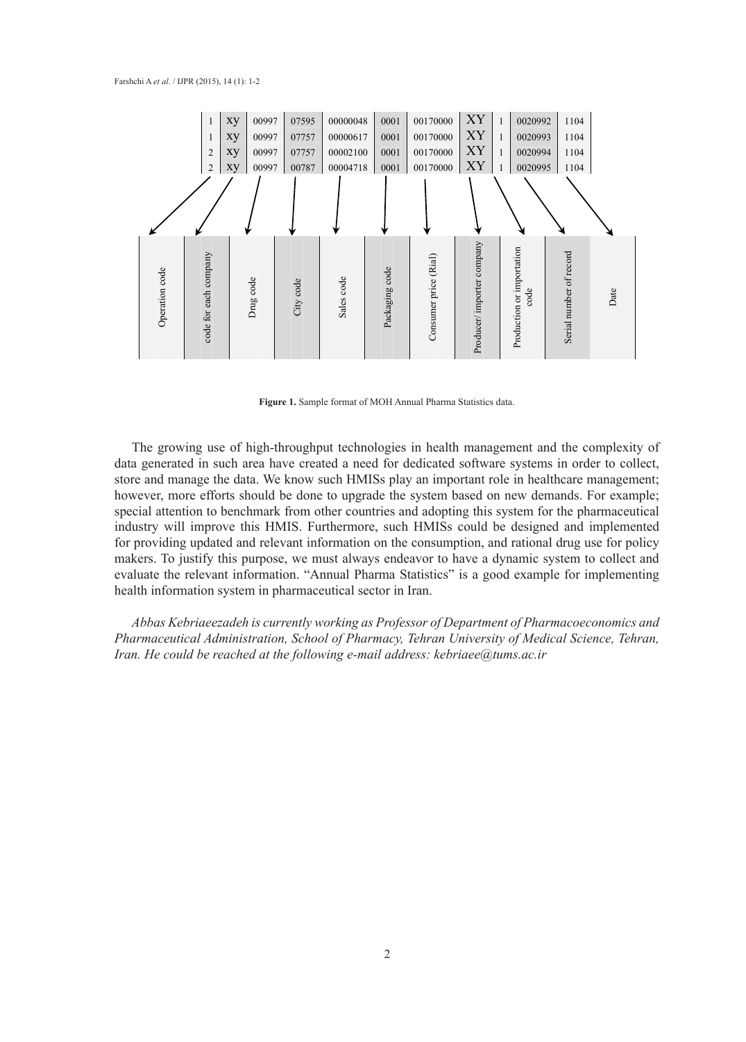| | | | | | | | | | | | |
|---|---|---|---|---|---|---|---|---|---|---|---|
| 1 | xy | 00997 | 07595 | 00000048 | 0001 | 00170000 | XY | 1 | 0020992 | 1104 |
| 1 | xy | 00997 | 07757 | 00000617 | 0001 | 00170000 | XY | 1 | 0020993 | 1104 |
| 2 | xy | 00997 | 07757 | 00002100 | 0001 | 00170000 | XY | 1 | 0020994 | 1104 |
| 2 | xy | 00997 | 00787 | 00004718 | 0001 | 00170000 | XY | 1 | 0020995 | 1104 |

Operation code
code for each company
Drug code
City code
Sales code
Packaging code
Consumer price (Rial)
Producer/ importer company
Production or importation code
Serial number of record
Date

**Figure 1.** Sample format of MOH Annual Pharma Statistics data.

The growing use of high-throughput technologies in health management and the complexity of data generated in such area have created a need for dedicated software systems in order to collect, store and manage the data. We know such HMISs play an important role in healthcare management; however, more efforts should be done to upgrade the system based on new demands. For example; special attention to benchmark from other countries and adopting this system for the pharmaceutical industry will improve this HMIS. Furthermore, such HMISs could be designed and implemented for providing updated and relevant information on the consumption, and rational drug use for policy makers. To justify this purpose, we must always endeavor to have a dynamic system to collect and evaluate the relevant information. "Annual Pharma Statistics" is a good example for implementing health information system in pharmaceutical sector in Iran.

*Abbas Kebriaeezadeh is currently working as Professor of Department of Pharmacoeconomics and Pharmaceutical Administration, School of Pharmacy, Tehran University of Medical Science, Tehran, Iran. He could be reached at the following e-mail address: kebriaee@tums.ac.ir*